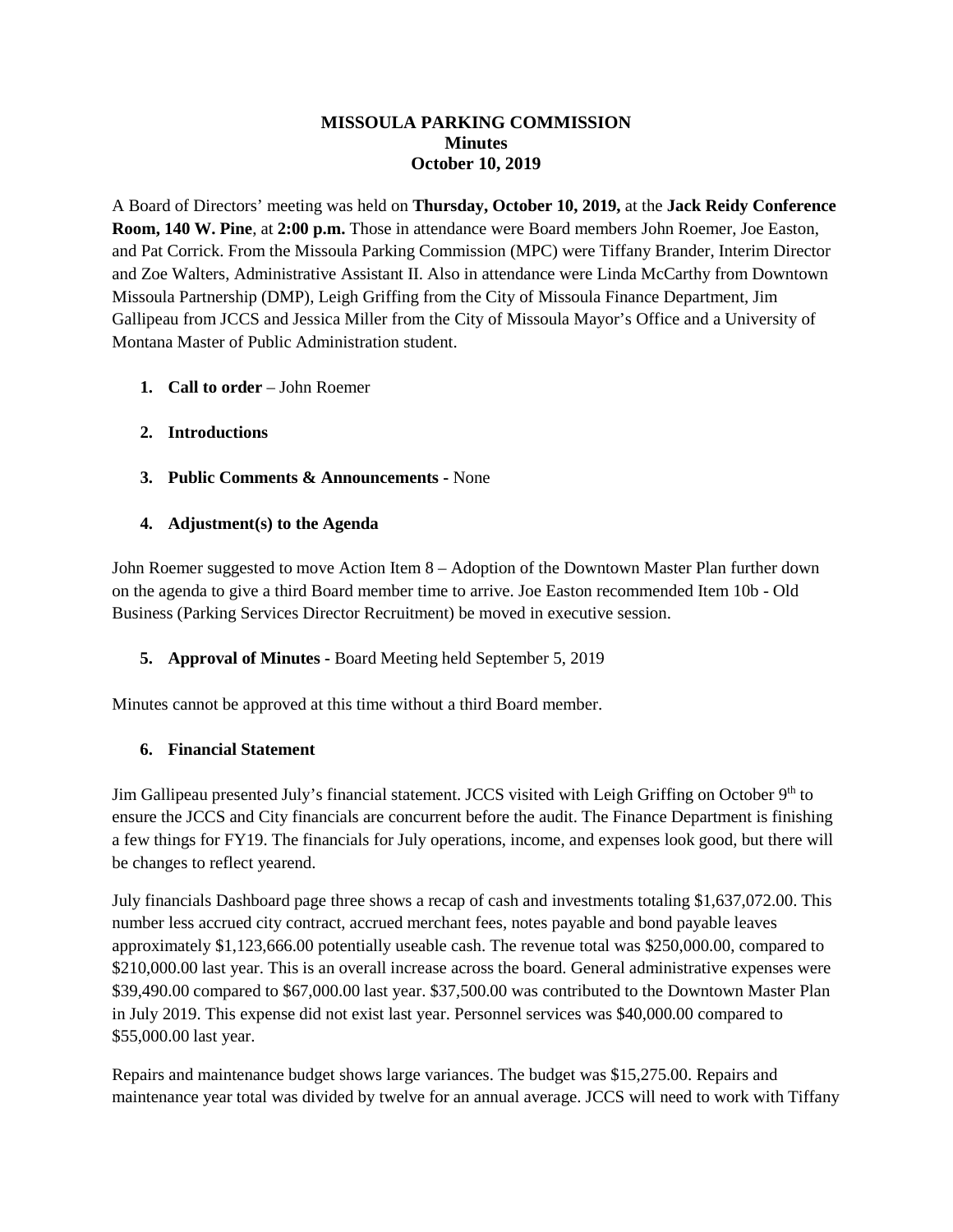# MISSOULA PARKING COMMISSION
## Minutes
## October 10, 2019

A Board of Directors' meeting was held on **Thursday, October 10, 2019,** at the **Jack Reidy Conference Room, 140 W. Pine**, at **2:00 p.m.** Those in attendance were Board members John Roemer, Joe Easton, and Pat Corrick. From the Missoula Parking Commission (MPC) were Tiffany Brander, Interim Director and Zoe Walters, Administrative Assistant II. Also in attendance were Linda McCarthy from Downtown Missoula Partnership (DMP), Leigh Griffing from the City of Missoula Finance Department, Jim Gallipeau from JCCS and Jessica Miller from the City of Missoula Mayor's Office and a University of Montana Master of Public Administration student.

1. **Call to order** – John Roemer

2. **Introductions**

3. **Public Comments & Announcements** - None

4. **Adjustment(s) to the Agenda**

John Roemer suggested to move Action Item 8 – Adoption of the Downtown Master Plan further down on the agenda to give a third Board member time to arrive. Joe Easton recommended Item 10b - Old Business (Parking Services Director Recruitment) be moved in executive session.

5. **Approval of Minutes -** Board Meeting held September 5, 2019

Minutes cannot be approved at this time without a third Board member.

6. **Financial Statement**

Jim Gallipeau presented July's financial statement. JCCS visited with Leigh Griffing on October 9th to ensure the JCCS and City financials are concurrent before the audit. The Finance Department is finishing a few things for FY19. The financials for July operations, income, and expenses look good, but there will be changes to reflect yearend.

July financials Dashboard page three shows a recap of cash and investments totaling $1,637,072.00. This number less accrued city contract, accrued merchant fees, notes payable and bond payable leaves approximately $1,123,666.00 potentially useable cash. The revenue total was $250,000.00, compared to $210,000.00 last year. This is an overall increase across the board. General administrative expenses were $39,490.00 compared to $67,000.00 last year. $37,500.00 was contributed to the Downtown Master Plan in July 2019. This expense did not exist last year. Personnel services was $40,000.00 compared to $55,000.00 last year.

Repairs and maintenance budget shows large variances. The budget was $15,275.00. Repairs and maintenance year total was divided by twelve for an annual average. JCCS will need to work with Tiffany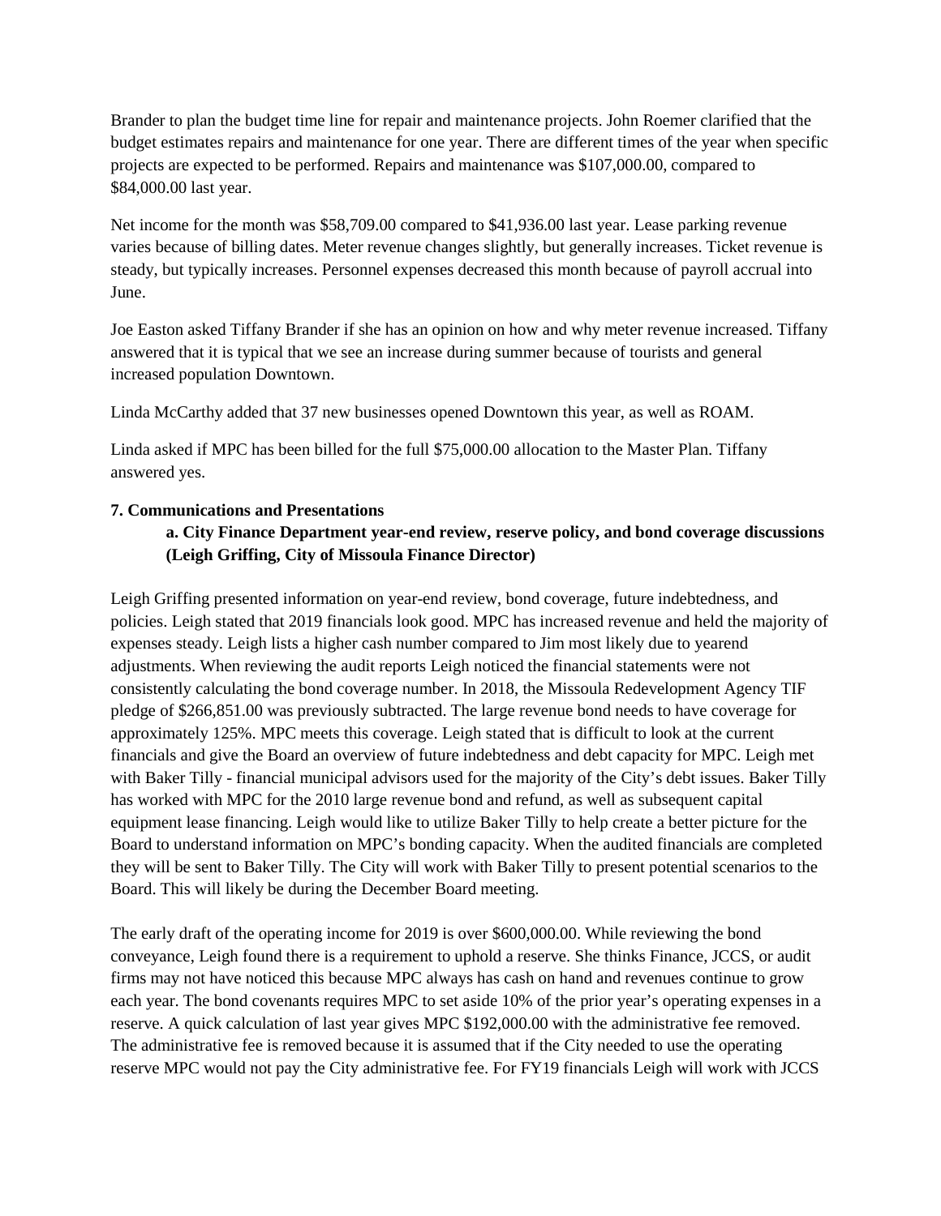Brander to plan the budget time line for repair and maintenance projects. John Roemer clarified that the budget estimates repairs and maintenance for one year. There are different times of the year when specific projects are expected to be performed. Repairs and maintenance was $107,000.00, compared to $84,000.00 last year.

Net income for the month was $58,709.00 compared to $41,936.00 last year. Lease parking revenue varies because of billing dates. Meter revenue changes slightly, but generally increases. Ticket revenue is steady, but typically increases. Personnel expenses decreased this month because of payroll accrual into June.

Joe Easton asked Tiffany Brander if she has an opinion on how and why meter revenue increased. Tiffany answered that it is typical that we see an increase during summer because of tourists and general increased population Downtown.

Linda McCarthy added that 37 new businesses opened Downtown this year, as well as ROAM.

Linda asked if MPC has been billed for the full $75,000.00 allocation to the Master Plan. Tiffany answered yes.

**7. Communications and Presentations**

**a. City Finance Department year-end review, reserve policy, and bond coverage discussions (Leigh Griffing, City of Missoula Finance Director)**

Leigh Griffing presented information on year-end review, bond coverage, future indebtedness, and policies. Leigh stated that 2019 financials look good. MPC has increased revenue and held the majority of expenses steady. Leigh lists a higher cash number compared to Jim most likely due to yearend adjustments. When reviewing the audit reports Leigh noticed the financial statements were not consistently calculating the bond coverage number. In 2018, the Missoula Redevelopment Agency TIF pledge of $266,851.00 was previously subtracted. The large revenue bond needs to have coverage for approximately 125%. MPC meets this coverage. Leigh stated that is difficult to look at the current financials and give the Board an overview of future indebtedness and debt capacity for MPC. Leigh met with Baker Tilly - financial municipal advisors used for the majority of the City's debt issues. Baker Tilly has worked with MPC for the 2010 large revenue bond and refund, as well as subsequent capital equipment lease financing. Leigh would like to utilize Baker Tilly to help create a better picture for the Board to understand information on MPC's bonding capacity. When the audited financials are completed they will be sent to Baker Tilly. The City will work with Baker Tilly to present potential scenarios to the Board. This will likely be during the December Board meeting.

The early draft of the operating income for 2019 is over $600,000.00. While reviewing the bond conveyance, Leigh found there is a requirement to uphold a reserve. She thinks Finance, JCCS, or audit firms may not have noticed this because MPC always has cash on hand and revenues continue to grow each year. The bond covenants requires MPC to set aside 10% of the prior year's operating expenses in a reserve. A quick calculation of last year gives MPC $192,000.00 with the administrative fee removed. The administrative fee is removed because it is assumed that if the City needed to use the operating reserve MPC would not pay the City administrative fee. For FY19 financials Leigh will work with JCCS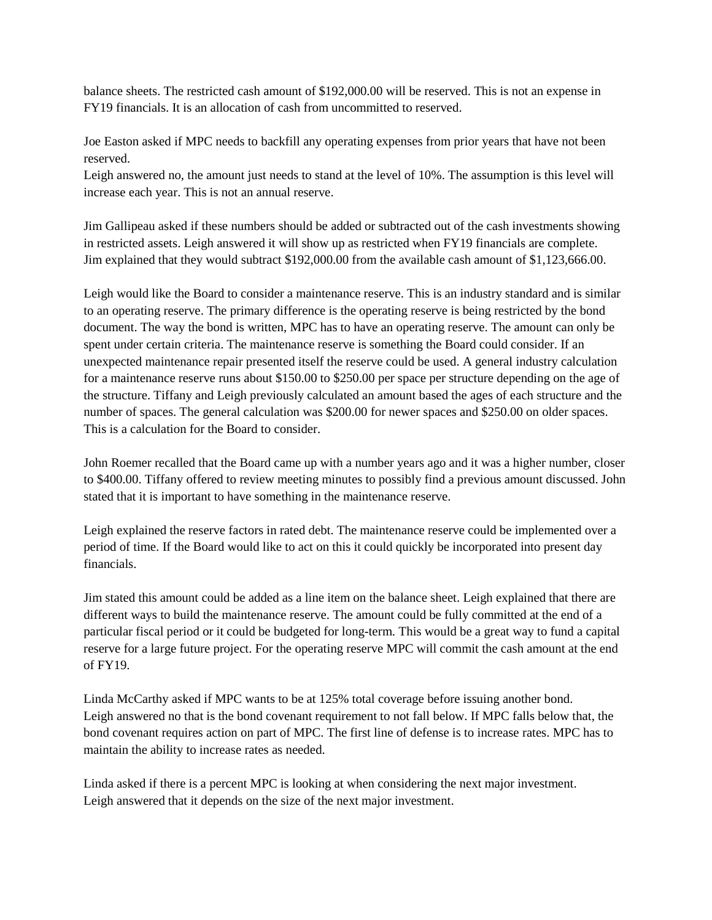balance sheets. The restricted cash amount of $192,000.00 will be reserved. This is not an expense in FY19 financials. It is an allocation of cash from uncommitted to reserved.

Joe Easton asked if MPC needs to backfill any operating expenses from prior years that have not been reserved.
Leigh answered no, the amount just needs to stand at the level of 10%. The assumption is this level will increase each year. This is not an annual reserve.

Jim Gallipeau asked if these numbers should be added or subtracted out of the cash investments showing in restricted assets. Leigh answered it will show up as restricted when FY19 financials are complete. Jim explained that they would subtract $192,000.00 from the available cash amount of $1,123,666.00.

Leigh would like the Board to consider a maintenance reserve. This is an industry standard and is similar to an operating reserve. The primary difference is the operating reserve is being restricted by the bond document. The way the bond is written, MPC has to have an operating reserve. The amount can only be spent under certain criteria. The maintenance reserve is something the Board could consider. If an unexpected maintenance repair presented itself the reserve could be used. A general industry calculation for a maintenance reserve runs about $150.00 to $250.00 per space per structure depending on the age of the structure. Tiffany and Leigh previously calculated an amount based the ages of each structure and the number of spaces. The general calculation was $200.00 for newer spaces and $250.00 on older spaces. This is a calculation for the Board to consider.

John Roemer recalled that the Board came up with a number years ago and it was a higher number, closer to $400.00. Tiffany offered to review meeting minutes to possibly find a previous amount discussed. John stated that it is important to have something in the maintenance reserve.

Leigh explained the reserve factors in rated debt. The maintenance reserve could be implemented over a period of time. If the Board would like to act on this it could quickly be incorporated into present day financials.

Jim stated this amount could be added as a line item on the balance sheet. Leigh explained that there are different ways to build the maintenance reserve. The amount could be fully committed at the end of a particular fiscal period or it could be budgeted for long-term. This would be a great way to fund a capital reserve for a large future project. For the operating reserve MPC will commit the cash amount at the end of FY19.

Linda McCarthy asked if MPC wants to be at 125% total coverage before issuing another bond.
Leigh answered no that is the bond covenant requirement to not fall below. If MPC falls below that, the bond covenant requires action on part of MPC. The first line of defense is to increase rates. MPC has to maintain the ability to increase rates as needed.

Linda asked if there is a percent MPC is looking at when considering the next major investment.
Leigh answered that it depends on the size of the next major investment.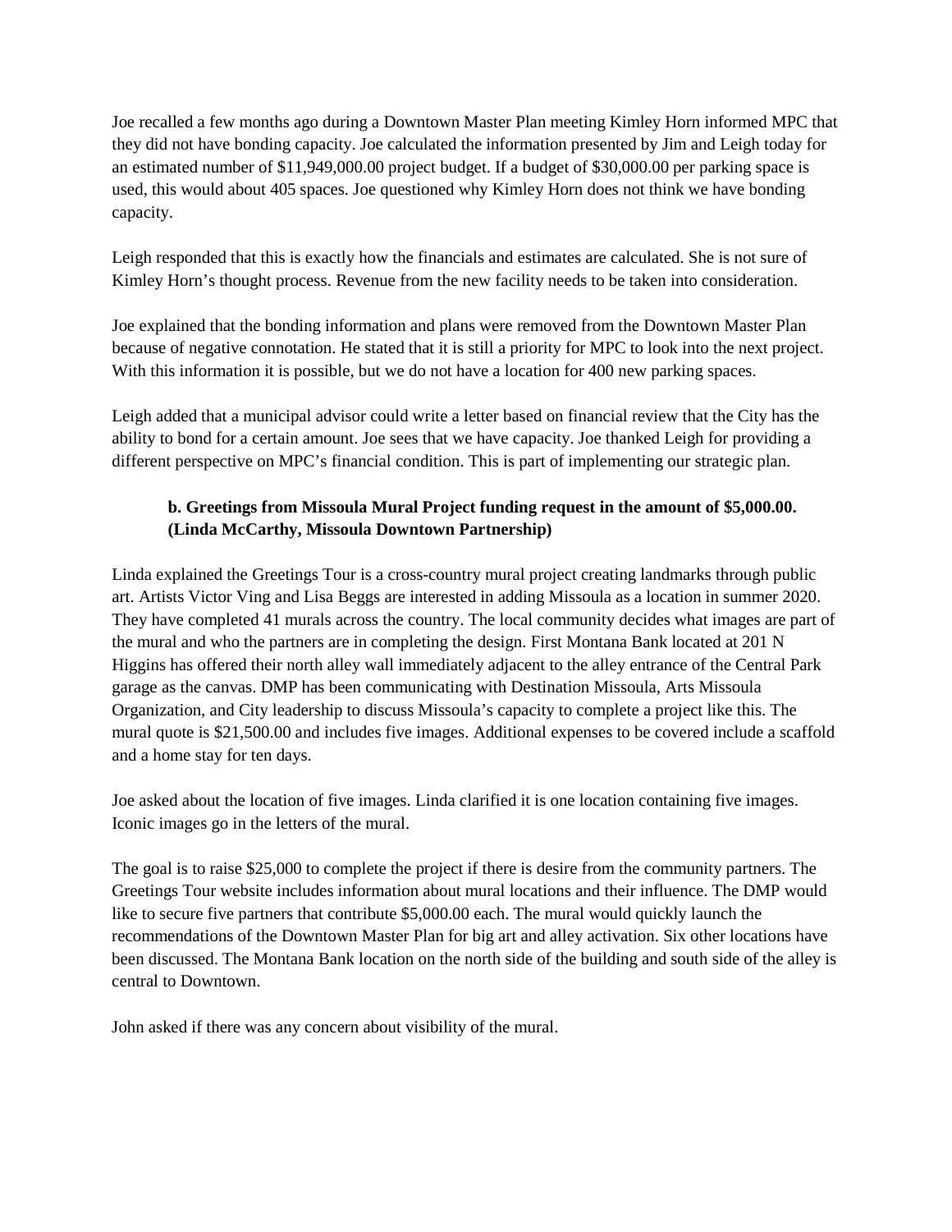Joe recalled a few months ago during a Downtown Master Plan meeting Kimley Horn informed MPC that they did not have bonding capacity. Joe calculated the information presented by Jim and Leigh today for an estimated number of $11,949,000.00 project budget. If a budget of $30,000.00 per parking space is used, this would about 405 spaces. Joe questioned why Kimley Horn does not think we have bonding capacity.

Leigh responded that this is exactly how the financials and estimates are calculated. She is not sure of Kimley Horn's thought process. Revenue from the new facility needs to be taken into consideration.

Joe explained that the bonding information and plans were removed from the Downtown Master Plan because of negative connotation. He stated that it is still a priority for MPC to look into the next project. With this information it is possible, but we do not have a location for 400 new parking spaces.

Leigh added that a municipal advisor could write a letter based on financial review that the City has the ability to bond for a certain amount. Joe sees that we have capacity. Joe thanked Leigh for providing a different perspective on MPC's financial condition. This is part of implementing our strategic plan.

**b. Greetings from Missoula Mural Project funding request in the amount of $5,000.00. (Linda McCarthy, Missoula Downtown Partnership)**

Linda explained the Greetings Tour is a cross-country mural project creating landmarks through public art. Artists Victor Ving and Lisa Beggs are interested in adding Missoula as a location in summer 2020. They have completed 41 murals across the country. The local community decides what images are part of the mural and who the partners are in completing the design. First Montana Bank located at 201 N Higgins has offered their north alley wall immediately adjacent to the alley entrance of the Central Park garage as the canvas. DMP has been communicating with Destination Missoula, Arts Missoula Organization, and City leadership to discuss Missoula's capacity to complete a project like this. The mural quote is $21,500.00 and includes five images. Additional expenses to be covered include a scaffold and a home stay for ten days.

Joe asked about the location of five images. Linda clarified it is one location containing five images. Iconic images go in the letters of the mural.

The goal is to raise $25,000 to complete the project if there is desire from the community partners. The Greetings Tour website includes information about mural locations and their influence. The DMP would like to secure five partners that contribute $5,000.00 each. The mural would quickly launch the recommendations of the Downtown Master Plan for big art and alley activation. Six other locations have been discussed. The Montana Bank location on the north side of the building and south side of the alley is central to Downtown.

John asked if there was any concern about visibility of the mural.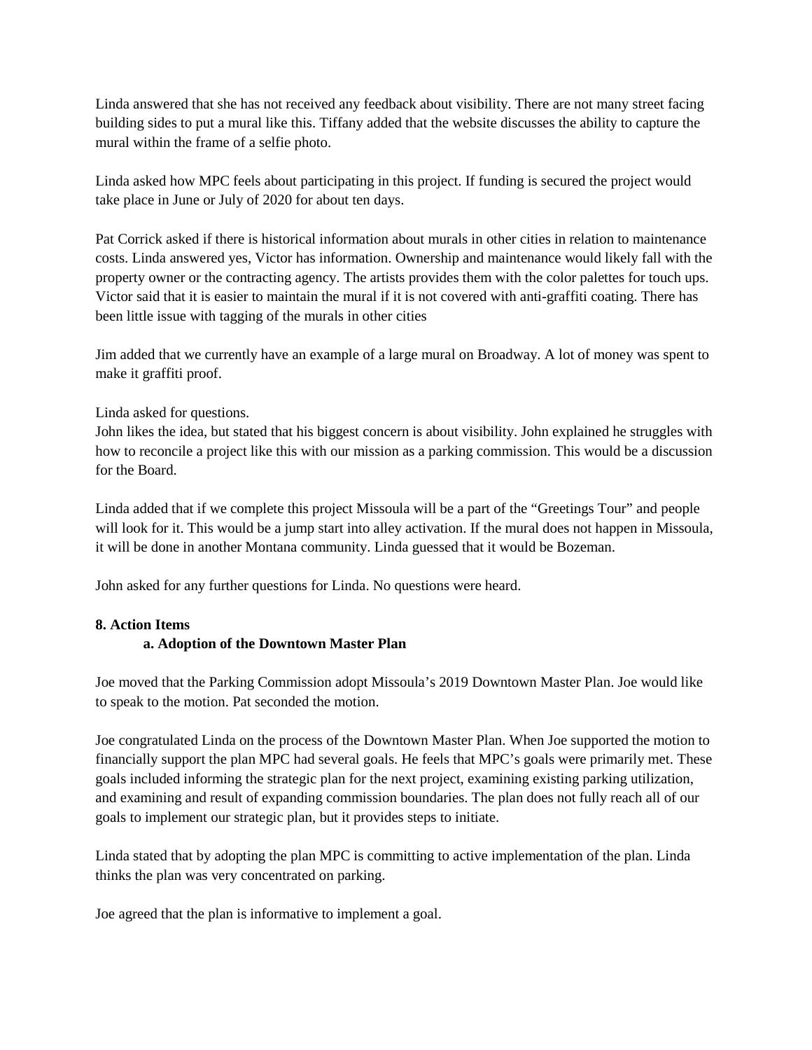Linda answered that she has not received any feedback about visibility. There are not many street facing building sides to put a mural like this. Tiffany added that the website discusses the ability to capture the mural within the frame of a selfie photo.

Linda asked how MPC feels about participating in this project. If funding is secured the project would take place in June or July of 2020 for about ten days.

Pat Corrick asked if there is historical information about murals in other cities in relation to maintenance costs. Linda answered yes, Victor has information. Ownership and maintenance would likely fall with the property owner or the contracting agency. The artists provides them with the color palettes for touch ups. Victor said that it is easier to maintain the mural if it is not covered with anti-graffiti coating. There has been little issue with tagging of the murals in other cities

Jim added that we currently have an example of a large mural on Broadway. A lot of money was spent to make it graffiti proof.

Linda asked for questions.
John likes the idea, but stated that his biggest concern is about visibility. John explained he struggles with how to reconcile a project like this with our mission as a parking commission. This would be a discussion for the Board.

Linda added that if we complete this project Missoula will be a part of the "Greetings Tour" and people will look for it. This would be a jump start into alley activation. If the mural does not happen in Missoula, it will be done in another Montana community. Linda guessed that it would be Bozeman.

John asked for any further questions for Linda. No questions were heard.

**8. Action Items**

**a. Adoption of the Downtown Master Plan**

Joe moved that the Parking Commission adopt Missoula's 2019 Downtown Master Plan. Joe would like to speak to the motion. Pat seconded the motion.

Joe congratulated Linda on the process of the Downtown Master Plan. When Joe supported the motion to financially support the plan MPC had several goals. He feels that MPC's goals were primarily met. These goals included informing the strategic plan for the next project, examining existing parking utilization, and examining and result of expanding commission boundaries. The plan does not fully reach all of our goals to implement our strategic plan, but it provides steps to initiate.

Linda stated that by adopting the plan MPC is committing to active implementation of the plan. Linda thinks the plan was very concentrated on parking.

Joe agreed that the plan is informative to implement a goal.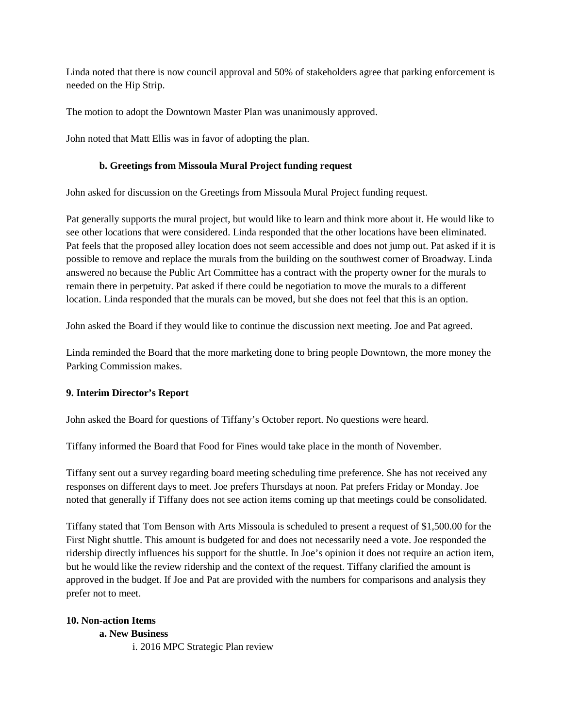Linda noted that there is now council approval and 50% of stakeholders agree that parking enforcement is needed on the Hip Strip.

The motion to adopt the Downtown Master Plan was unanimously approved.

John noted that Matt Ellis was in favor of adopting the plan.

**b. Greetings from Missoula Mural Project funding request**

John asked for discussion on the Greetings from Missoula Mural Project funding request.

Pat generally supports the mural project, but would like to learn and think more about it. He would like to see other locations that were considered. Linda responded that the other locations have been eliminated. Pat feels that the proposed alley location does not seem accessible and does not jump out. Pat asked if it is possible to remove and replace the murals from the building on the southwest corner of Broadway. Linda answered no because the Public Art Committee has a contract with the property owner for the murals to remain there in perpetuity. Pat asked if there could be negotiation to move the murals to a different location. Linda responded that the murals can be moved, but she does not feel that this is an option.

John asked the Board if they would like to continue the discussion next meeting. Joe and Pat agreed.

Linda reminded the Board that the more marketing done to bring people Downtown, the more money the Parking Commission makes.

**9. Interim Director's Report**

John asked the Board for questions of Tiffany's October report. No questions were heard.

Tiffany informed the Board that Food for Fines would take place in the month of November.

Tiffany sent out a survey regarding board meeting scheduling time preference. She has not received any responses on different days to meet. Joe prefers Thursdays at noon. Pat prefers Friday or Monday. Joe noted that generally if Tiffany does not see action items coming up that meetings could be consolidated.

Tiffany stated that Tom Benson with Arts Missoula is scheduled to present a request of $1,500.00 for the First Night shuttle. This amount is budgeted for and does not necessarily need a vote. Joe responded the ridership directly influences his support for the shuttle. In Joe's opinion it does not require an action item, but he would like the review ridership and the context of the request. Tiffany clarified the amount is approved in the budget. If Joe and Pat are provided with the numbers for comparisons and analysis they prefer not to meet.

**10. Non-action Items**

**a. New Business**

i. 2016 MPC Strategic Plan review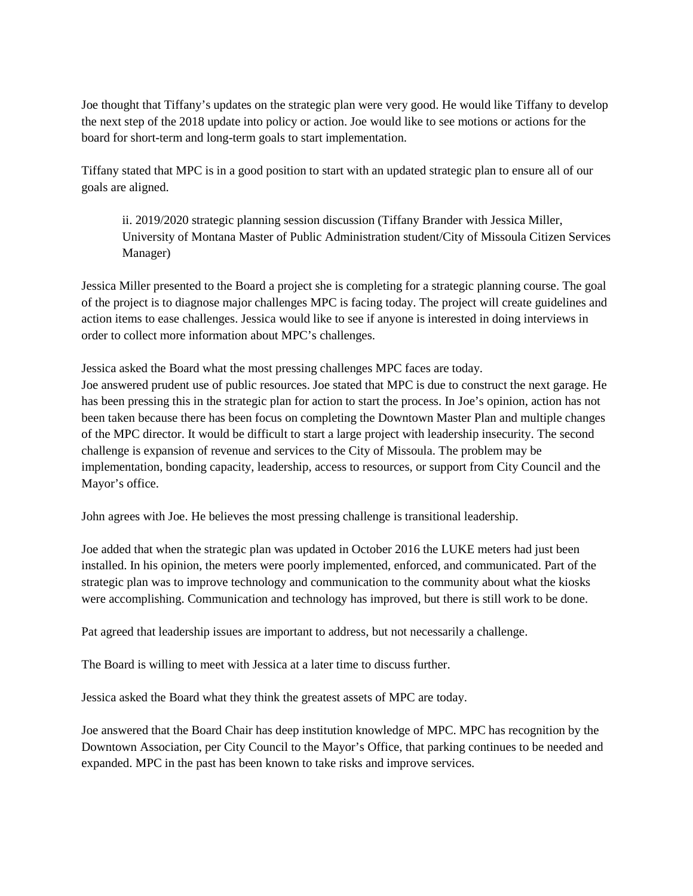Joe thought that Tiffany's updates on the strategic plan were very good. He would like Tiffany to develop the next step of the 2018 update into policy or action. Joe would like to see motions or actions for the board for short-term and long-term goals to start implementation.

Tiffany stated that MPC is in a good position to start with an updated strategic plan to ensure all of our goals are aligned.

> ii. 2019/2020 strategic planning session discussion (Tiffany Brander with Jessica Miller, University of Montana Master of Public Administration student/City of Missoula Citizen Services Manager)

Jessica Miller presented to the Board a project she is completing for a strategic planning course. The goal of the project is to diagnose major challenges MPC is facing today. The project will create guidelines and action items to ease challenges. Jessica would like to see if anyone is interested in doing interviews in order to collect more information about MPC's challenges.

Jessica asked the Board what the most pressing challenges MPC faces are today.
Joe answered prudent use of public resources. Joe stated that MPC is due to construct the next garage. He has been pressing this in the strategic plan for action to start the process. In Joe's opinion, action has not been taken because there has been focus on completing the Downtown Master Plan and multiple changes of the MPC director. It would be difficult to start a large project with leadership insecurity. The second challenge is expansion of revenue and services to the City of Missoula. The problem may be implementation, bonding capacity, leadership, access to resources, or support from City Council and the Mayor's office.

John agrees with Joe. He believes the most pressing challenge is transitional leadership.

Joe added that when the strategic plan was updated in October 2016 the LUKE meters had just been installed. In his opinion, the meters were poorly implemented, enforced, and communicated. Part of the strategic plan was to improve technology and communication to the community about what the kiosks were accomplishing. Communication and technology has improved, but there is still work to be done.

Pat agreed that leadership issues are important to address, but not necessarily a challenge.

The Board is willing to meet with Jessica at a later time to discuss further.

Jessica asked the Board what they think the greatest assets of MPC are today.

Joe answered that the Board Chair has deep institution knowledge of MPC. MPC has recognition by the Downtown Association, per City Council to the Mayor's Office, that parking continues to be needed and expanded. MPC in the past has been known to take risks and improve services.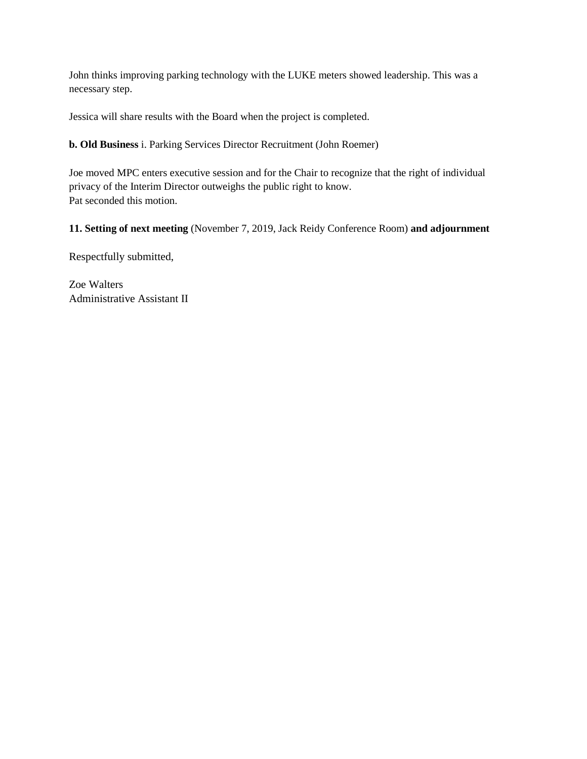John thinks improving parking technology with the LUKE meters showed leadership. This was a necessary step.

Jessica will share results with the Board when the project is completed.

**b. Old Business** i. Parking Services Director Recruitment (John Roemer)

Joe moved MPC enters executive session and for the Chair to recognize that the right of individual privacy of the Interim Director outweighs the public right to know.
Pat seconded this motion.

**11. Setting of next meeting** (November 7, 2019, Jack Reidy Conference Room) **and adjournment**

Respectfully submitted,

Zoe Walters
Administrative Assistant II